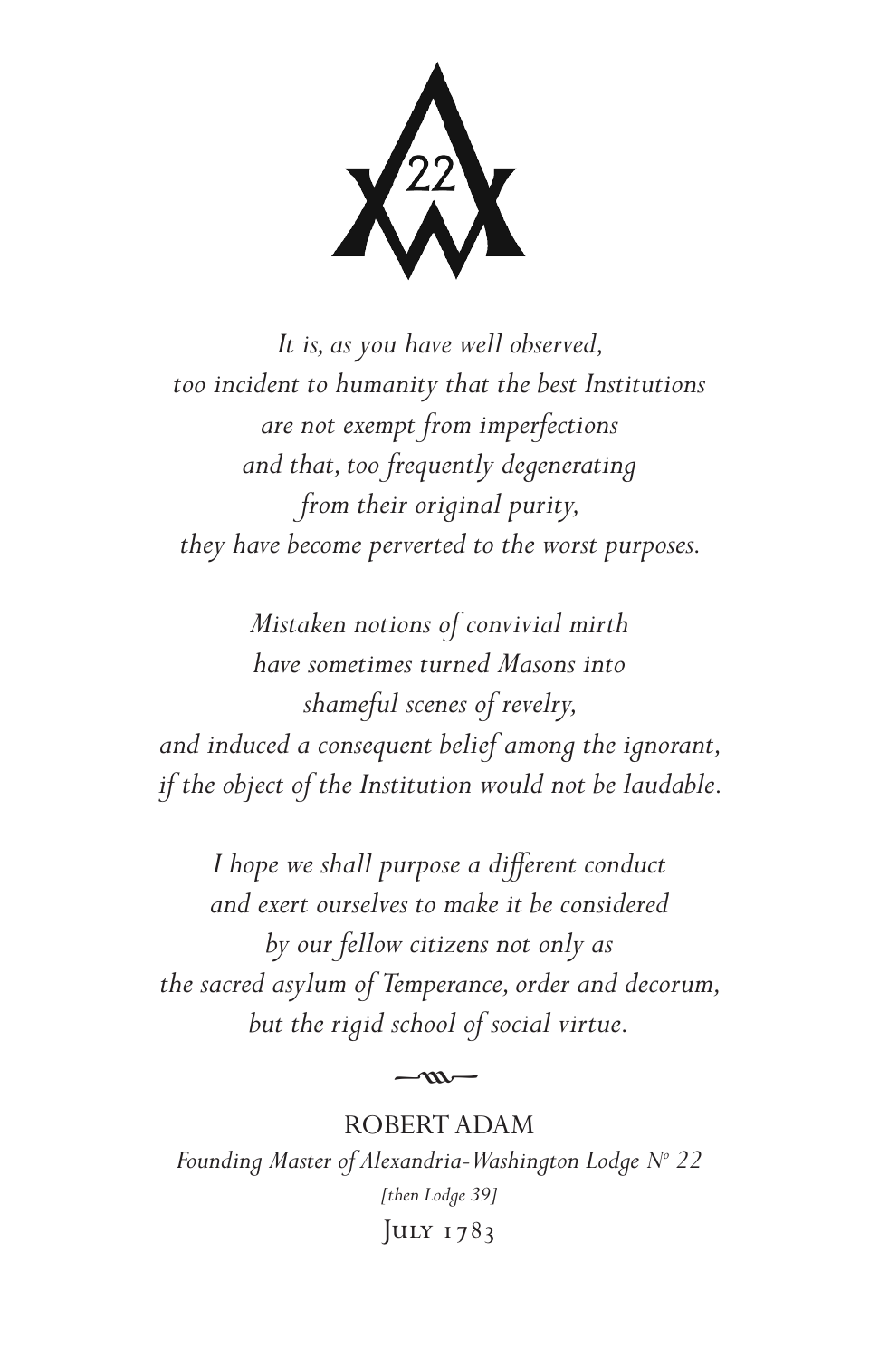*It is, as you have well observed,*
*too incident to humanity that the best Institutions*
*are not exempt from imperfections*
*and that, too frequently degenerating*
*from their original purity,*
*they have become perverted to the worst purposes.*

*Mistaken notions of convivial mirth*
*have sometimes turned Masons into*
*shameful scenes of revelry,*
*and induced a consequent belief among the ignorant,*
*if the object of the Institution would not be laudable.*

*I hope we shall purpose a different conduct*
*and exert ourselves to make it be considered*
*by our fellow citizens not only as*
*the sacred asylum of Temperance, order and decorum,*
*but the rigid school of social virtue.*

ROBERT ADAM
*Founding Master of Alexandria-Washington Lodge N° 22*
*[then Lodge 39]*
July 1783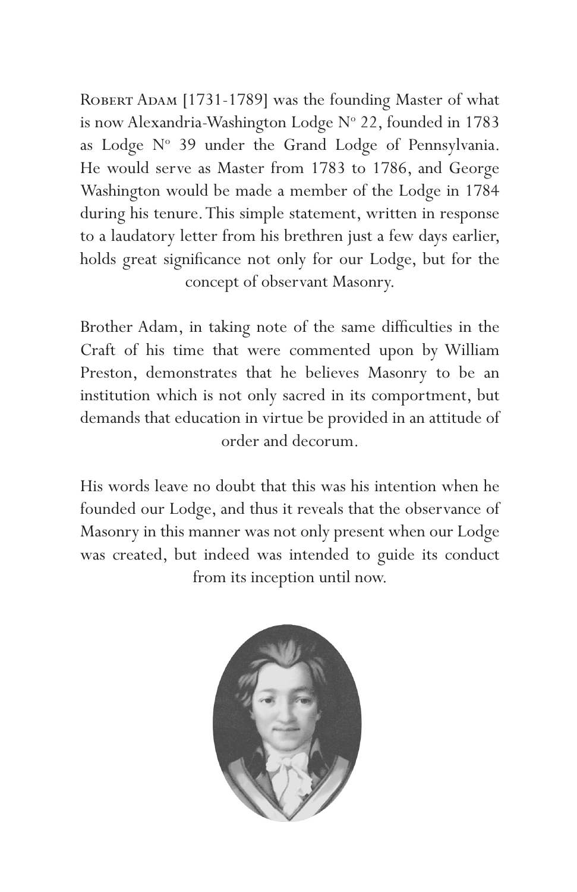Robert Adam [1731-1789] was the founding Master of what is now Alexandria-Washington Lodge Nº 22, founded in 1783 as Lodge Nº 39 under the Grand Lodge of Pennsylvania. He would serve as Master from 1783 to 1786, and George Washington would be made a member of the Lodge in 1784 during his tenure. This simple statement, written in response to a laudatory letter from his brethren just a few days earlier, holds great significance not only for our Lodge, but for the concept of observant Masonry.

Brother Adam, in taking note of the same difficulties in the Craft of his time that were commented upon by William Preston, demonstrates that he believes Masonry to be an institution which is not only sacred in its comportment, but demands that education in virtue be provided in an attitude of order and decorum.

His words leave no doubt that this was his intention when he founded our Lodge, and thus it reveals that the observance of Masonry in this manner was not only present when our Lodge was created, but indeed was intended to guide its conduct from its inception until now.